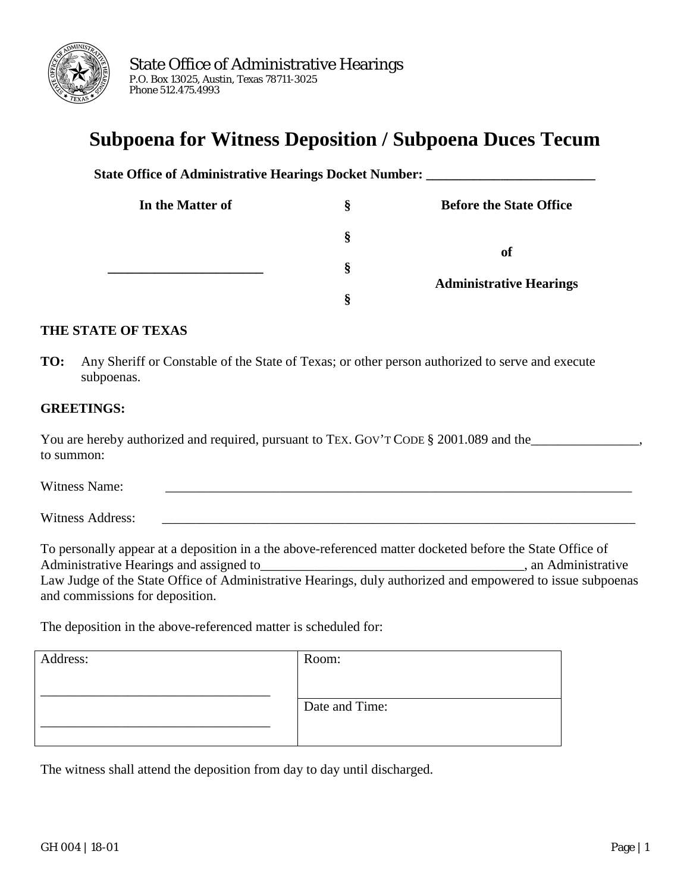State Office of Administrative Hearings
P.O. Box 13025, Austin, Texas 78711-3025
Phone 512.475.4993

# Subpoena for Witness Deposition / Subpoena Duces Tecum

**State Office of Administrative Hearings Docket Number: ________________________**

| In the Matter of | § | Before the State Office |
|---|---|---|
| | § | of |
| ________________________ | § | Administrative Hearings |
| | § | |

**THE STATE OF TEXAS**

**TO:** Any Sheriff or Constable of the State of Texas; or other person authorized to serve and execute subpoenas.

**GREETINGS:**

You are hereby authorized and required, pursuant to TEX. GOV'T CODE § 2001.089 and the________________, to summon:

Witness Name: ________________________________________________________________________

Witness Address: ________________________________________________________________________

To personally appear at a deposition in a the above-referenced matter docketed before the State Office of Administrative Hearings and assigned to_______________________________________, an Administrative Law Judge of the State Office of Administrative Hearings, duly authorized and empowered to issue subpoenas and commissions for deposition.

The deposition in the above-referenced matter is scheduled for:

| Address: | Room: |
|---|---|
| ________________________________ ________________________________ | Date and Time: |

The witness shall attend the deposition from day to day until discharged.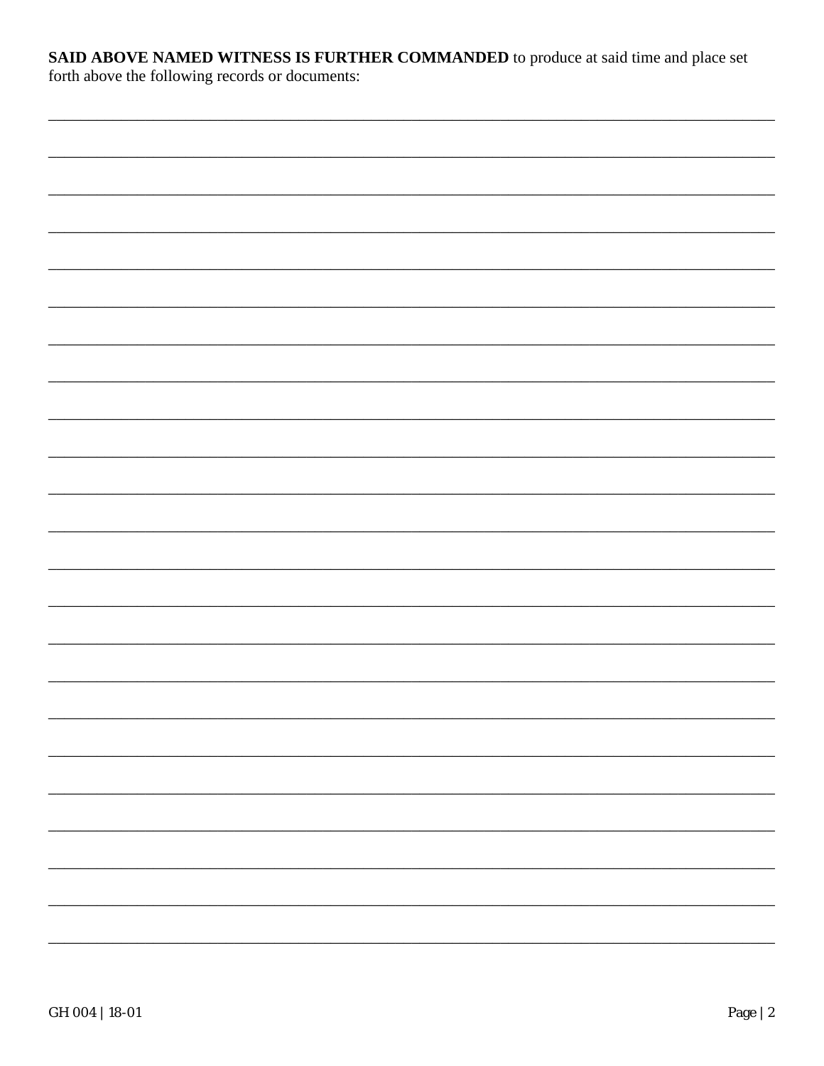**SAID ABOVE NAMED WITNESS IS FURTHER COMMANDED** to produce at said time and place set forth above the following records or documents:

_____________________________________________________________________________

_____________________________________________________________________________

_____________________________________________________________________________

_____________________________________________________________________________

_____________________________________________________________________________

_____________________________________________________________________________

_____________________________________________________________________________

_____________________________________________________________________________

_____________________________________________________________________________

_____________________________________________________________________________

_____________________________________________________________________________

_____________________________________________________________________________

_____________________________________________________________________________

_____________________________________________________________________________

_____________________________________________________________________________

_____________________________________________________________________________

_____________________________________________________________________________

_____________________________________________________________________________

_____________________________________________________________________________

_____________________________________________________________________________

_____________________________________________________________________________

_____________________________________________________________________________

_____________________________________________________________________________

GH 004 | 18-01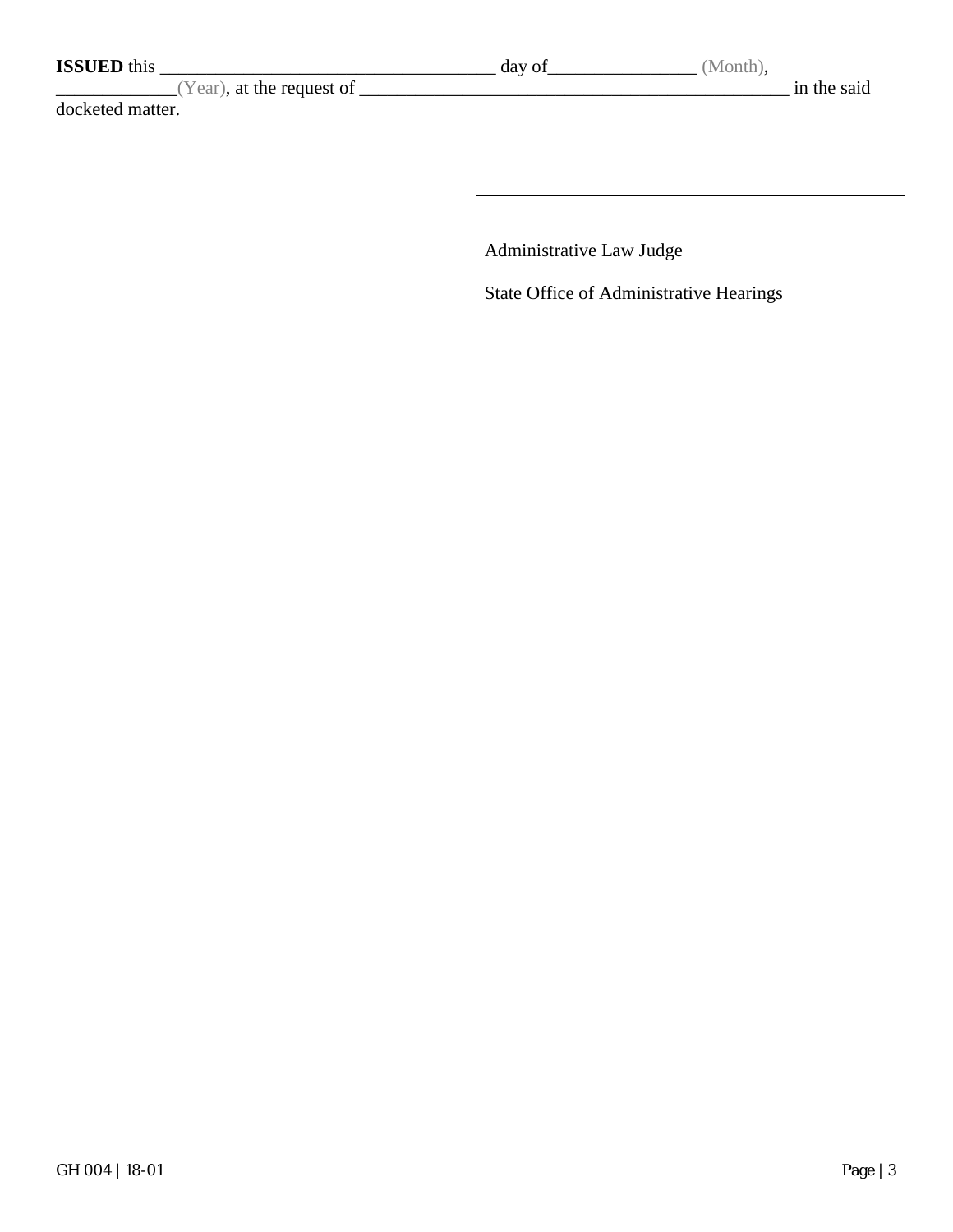**ISSUED** this ____________________________________ day of________________ (Month), _____________(Year), at the request of ________________________________________________ in the said docketed matter.

_______________________________________________

Administrative Law Judge

State Office of Administrative Hearings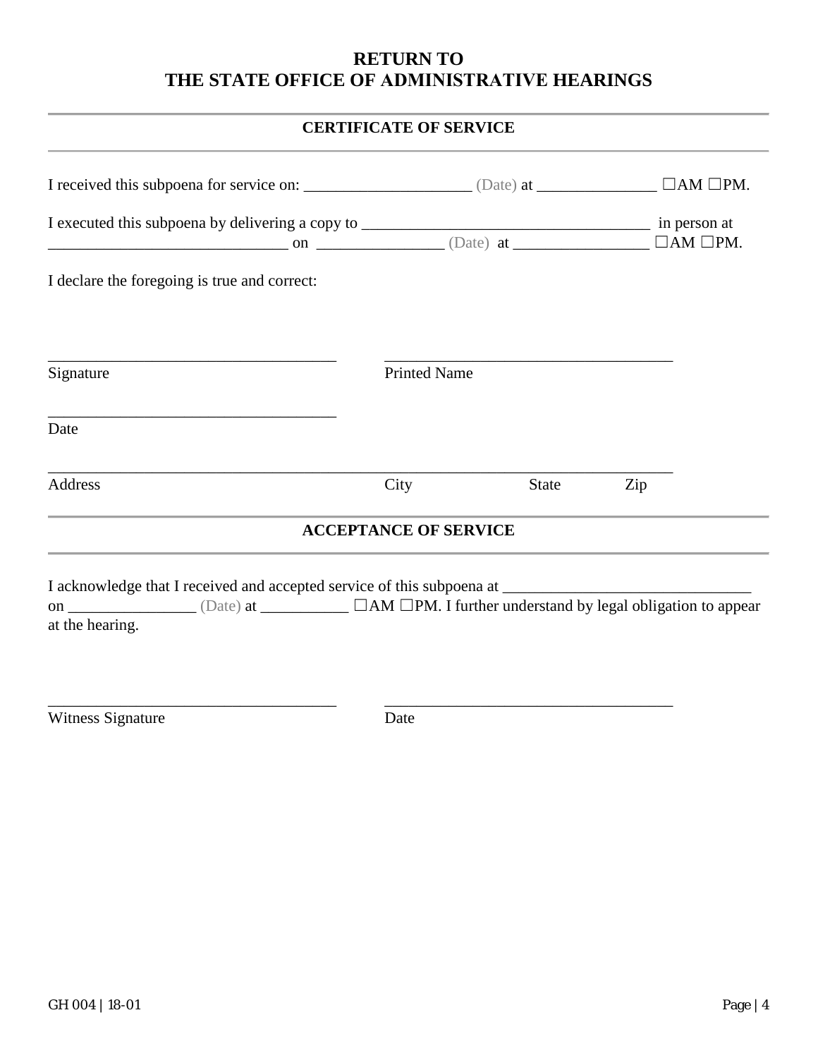# RETURN TO
# THE STATE OFFICE OF ADMINISTRATIVE HEARINGS

## CERTIFICATE OF SERVICE

I received this subpoena for service on: ____________________ (Date) at ______________ ☐AM ☐PM.

I executed this subpoena by delivering a copy to __________________________________ in person at ____________________________ on _______________ (Date) at ________________ ☐AM ☐PM.

I declare the foregoing is true and correct:

__________________________________ __________________________________
Signature Printed Name

__________________________________
Date

__________________________________________________________________________
Address City State Zip

## ACCEPTANCE OF SERVICE

I acknowledge that I received and accepted service of this subpoena at ____________________________ on _______________ (Date) at __________ ☐AM ☐PM. I further understand by legal obligation to appear at the hearing.

__________________________________ __________________________________
Witness Signature Date

GH 004 | 18-01